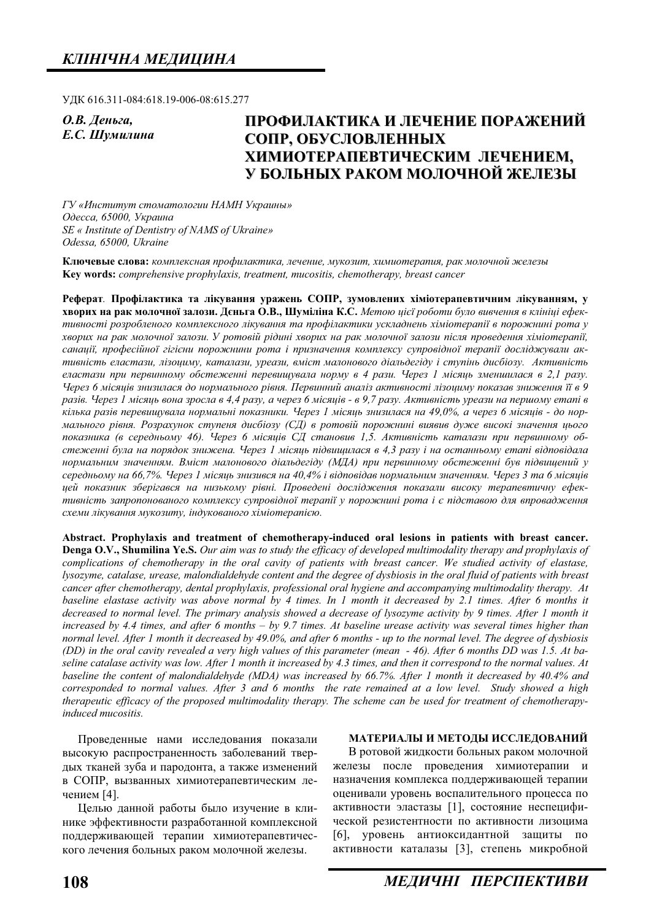УДК 616.311-084:618.19-006-08:615.277

*О.В. Деньга,*
*Е.С. Шумилина*

# ПРОФИЛАКТИКА И ЛЕЧЕНИЕ ПОРАЖЕНИЙ СОПР, ОБУСЛОВЛЕННЫХ ХИМИОТЕРАПЕВТИЧЕСКИМ ЛЕЧЕНИЕМ, У БОЛЬНЫХ РАКОМ МОЛОЧНОЙ ЖЕЛЕЗЫ

*ГУ «Институт стоматологии НАМН Украины»*
*Одесса, 65000, Украина*
*SE « Institute of Dentistry of NAMS of Ukraine»*
*Odessa, 65000, Ukraine*

**Ключевые слова:** *комплексная профилактика, лечение, мукозит, химиотерапия, рак молочной железы*
**Key words:** *comprehensive prophylaxis, treatment, mucositis, chemotherapy, breast cancer*

**Реферат**. **Профілактика та лікування уражень СОПР, зумовлених хіміотерапевтичним лікуванням, у хворих на рак молочної залози. Дньга О.В., Шуміліна К.С.** *Метою цієї роботи було вивчення в клініці ефективності розробленого комплексного лікування та профілактики ускладнень хіміотерапії в порожнині рота у хворих на рак молочної залози. У ротовій рідині хворих на рак молочної залози після проведення хіміотерапії, санації, професійної гігієни порожнини рота і призначення комплексу супровідної терапії досліджували активність еластази, лізоциму, каталази, уреази, вміст малонового діальдегіду і ступінь дисбіозу. Активність еластази при первинному обстеженні перевищувала норму в 4 рази. Через 1 місяць зменшилася в 2,1 разу. Через 6 місяців знизилася до нормального рівня. Первинний аналіз активності лізоциму показав зниження її в 9 разів. Через 1 місяць вона зросла в 4,4 разу, а через 6 місяців - в 9,7 разу. Активність уреази на першому етапі в кілька разів перевищувала нормальні показники. Через 1 місяць знизилася на 49,0%, а через 6 місяців - до нормального рівня. Розрахунок ступеня дисбіозу (СД) в ротовій порожнині виявив дуже високі значення цього показника (в середньому 46). Через 6 місяців СД становив 1,5. Активність каталази при первинному обстеженні була на порядок знижена. Через 1 місяць підвищилася в 4,3 разу і на останньому етапі відповідала нормальним значенням. Вміст малонового діальдегіду (МДА) при первинному обстеженні був підвищений у середньому на 66,7%. Через 1 місяць знизився на 40,4% і відповідав нормальним значенням. Через 3 та 6 місяців цей показник зберігався на низькому рівні. Проведені дослідження показали високу терапевтичну ефективність запропонованого комплексу супровідної терапії у порожнині рота і є підставою для впровадження схеми лікування мукозиту, індукованого хіміотерапією.*

**Abstract. Prophylaxis and treatment of chemotherapy-induced oral lesions in patients with breast cancer. Denga O.V., Shumilina Ye.S.** *Our aim was to study the efficacy of developed multimodality therapy and prophylaxis of complications of chemotherapy in the oral cavity of patients with breast cancer. We studied activity of elastase, lysozyme, catalase, urease, malondialdehyde content and the degree of dysbiosis in the oral fluid of patients with breast cancer after chemotherapy, dental prophylaxis, professional oral hygiene and accompanying multimodality therapy. At baseline elastase activity was above normal by 4 times. In 1 month it decreased by 2.1 times. After 6 months it decreased to normal level. The primary analysis showed a decrease of lysozyme activity by 9 times. After 1 month it increased by 4.4 times, and after 6 months – by 9.7 times. At baseline urease activity was several times higher than normal level. After 1 month it decreased by 49.0%, and after 6 months - up to the normal level. The degree of dysbiosis (DD) in the oral cavity revealed a very high values of this parameter (mean - 46). After 6 months DD was 1.5. At baseline catalase activity was low. After 1 month it increased by 4.3 times, and then it correspond to the normal values. At baseline the content of malondialdehyde (MDA) was increased by 66.7%. After 1 month it decreased by 40.4% and corresponded to normal values. After 3 and 6 months the rate remained at a low level. Study showed a high therapeutic efficacy of the proposed multimodality therapy. The scheme can be used for treatment of chemotherapy-induced mucositis.*

Проведенные нами исследования показали высокую распространенность заболеваний твердых тканей зуба и пародонта, а также изменений в СОПР, вызванных химиотерапевтическим лечением [4].

Целью данной работы было изучение в клинике эффективности разработанной комплексной поддерживающей терапии химиотерапевтического лечения больных раком молочной железы.

## МАТЕРИАЛЫ И МЕТОДЫ ИССЛЕДОВАНИЙ

В ротовой жидкости больных раком молочной железы после проведения химиотерапии и назначения комплекса поддерживающей терапии оценивали уровень воспалительного процесса по активности эластазы [1], состояние неспецифической резистентности по активности лизоцима [6], уровень антиоксидантной защиты по активности каталазы [3], степень микробной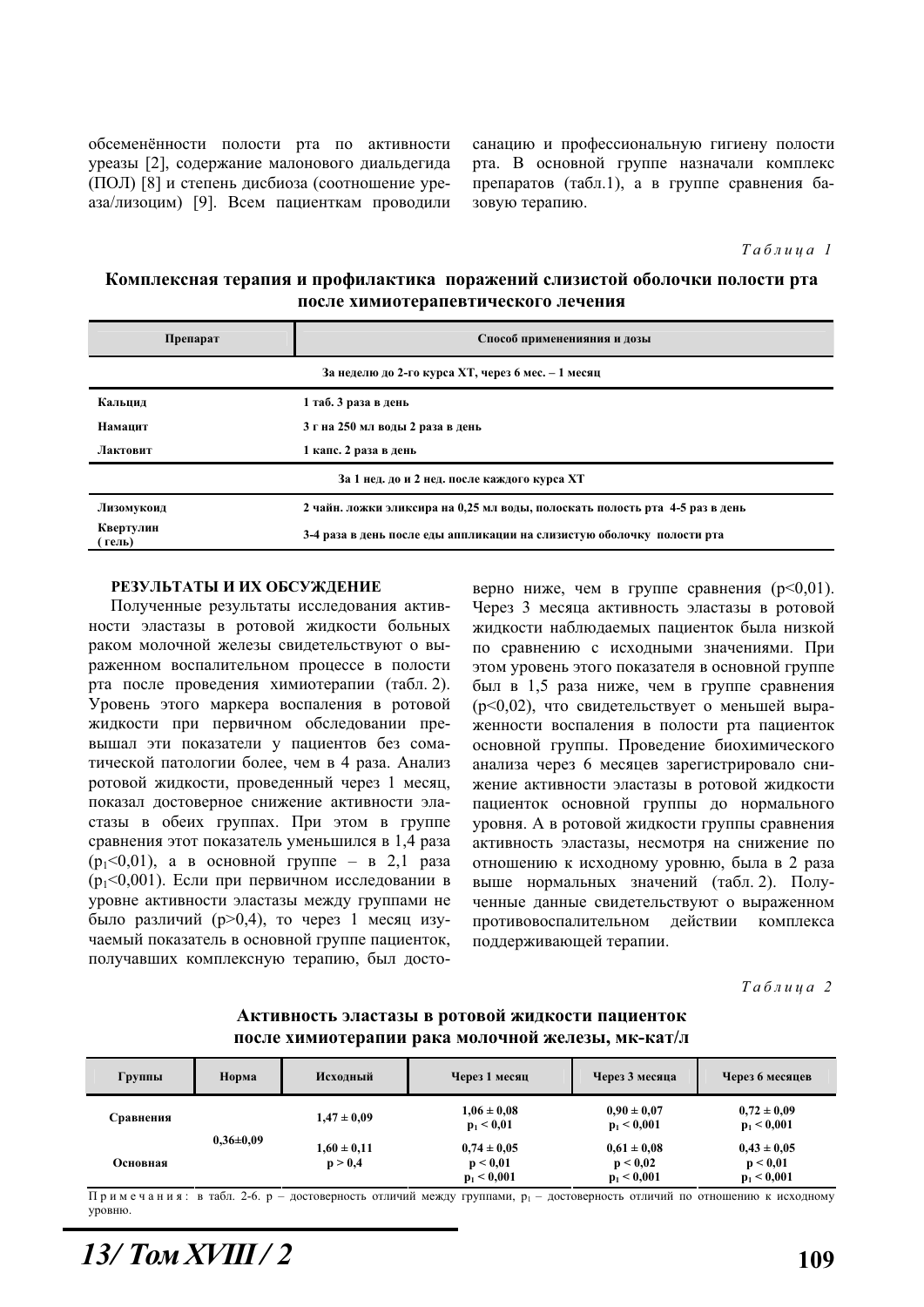обсеменённости полости рта по активности уреазы [2], содержание малонового диальдегида (ПОЛ) [8] и степень дисбиоза (соотношение уреаза/лизоцим) [9]. Всем пациенткам проводили санацию и профессиональную гигиену полости рта. В основной группе назначали комплекс препаратов (табл.1), а в группе сравнения базовую терапию.

*Таблица 1*

**Комплексная терапия и профилактика поражений слизистой оболочки полости рта после химиотерапевтического лечения**

| Препарат | Способ применениния и дозы |
|---|---|
| За неделю до 2-го курса ХТ, через 6 мес. – 1 месяц | |
| Кальцид | 1 таб. 3 раза в день |
| Намацит | 3 г на 250 мл воды 2 раза в день |
| Лактовит | 1 капс. 2 раза в день |
| За 1 нед. до и 2 нед. после каждого курса ХТ | |
| Лизомукоид | 2 чайн. ложки эликсира на 0,25 мл воды, полоскать полость рта 4-5 раз в день |
| Квертулин (гель) | 3-4 раза в день после еды аппликации на слизистую оболочку полости рта |

## РЕЗУЛЬТАТЫ И ИХ ОБСУЖДЕНИЕ

Полученные результаты исследования активности эластазы в ротовой жидкости больных раком молочной железы свидетельствуют о выраженном воспалительном процессе в полости рта после проведения химиотерапии (табл. 2). Уровень этого маркера воспаления в ротовой жидкости при первичном обследовании превышал эти показатели у пациентов без соматической патологии более, чем в 4 раза. Анализ ротовой жидкости, проведенный через 1 месяц, показал достоверное снижение активности эластазы в обеих группах. При этом в группе сравнения этот показатель уменьшился в 1,4 раза ($p_1<0,01$), а в основной группе – в 2,1 раза ($p_1<0,001$). Если при первичном исследовании в уровне активности эластазы между группами не было различий ($p>0,4$), то через 1 месяц изучаемый показатель в основной группе пациенток, получавших комплексную терапию, был достоверно ниже, чем в группе сравнения ($p<0,01$). Через 3 месяца активность эластазы в ротовой жидкости наблюдаемых пациенток была низкой по сравнению с исходными значениями. При этом уровень этого показателя в основной группе был в 1,5 раза ниже, чем в группе сравнения ($p<0,02$), что свидетельствует о меньшей выраженности воспаления в полости рта пациенток основной группы. Проведение биохимического анализа через 6 месяцев зарегистрировало снижение активности эластазы в ротовой жидкости пациенток основной группы до нормального уровня. А в ротовой жидкости группы сравнения активность эластазы, несмотря на снижение по отношению к исходному уровню, была в 2 раза выше нормальных значений (табл. 2). Полученные данные свидетельствуют о выраженном противовоспалительном действии комплекса поддерживающей терапии.

*Таблица 2*

**Активность эластазы в ротовой жидкости пациенток после химиотерапии рака молочной железы, мк-кат/л**

| Группы | Норма | Исходный | Через 1 месяц | Через 3 месяца | Через 6 месяцев |
|---|---|---|---|---|---|
| Сравнения | 0,36±0,09 | 1,47 ± 0,09 | 1,06 ± 0,08<br>$p_1 < 0,01$ | 0,90 ± 0,07<br>$p_1 < 0,001$ | 0,72 ± 0,09<br>$p_1 < 0,001$ |
| Основная | | 1,60 ± 0,11<br>$p > 0,4$ | 0,74 ± 0,05<br>$p < 0,01$<br>$p_1 < 0,001$ | 0,61 ± 0,08<br>$p < 0,02$<br>$p_1 < 0,001$ | 0,43 ± 0,05<br>$p < 0,01$<br>$p_1 < 0,001$ |

Примечания: в табл. 2-6. p – достоверность отличий между группами, $p_1$ – достоверность отличий по отношению к исходному уровню.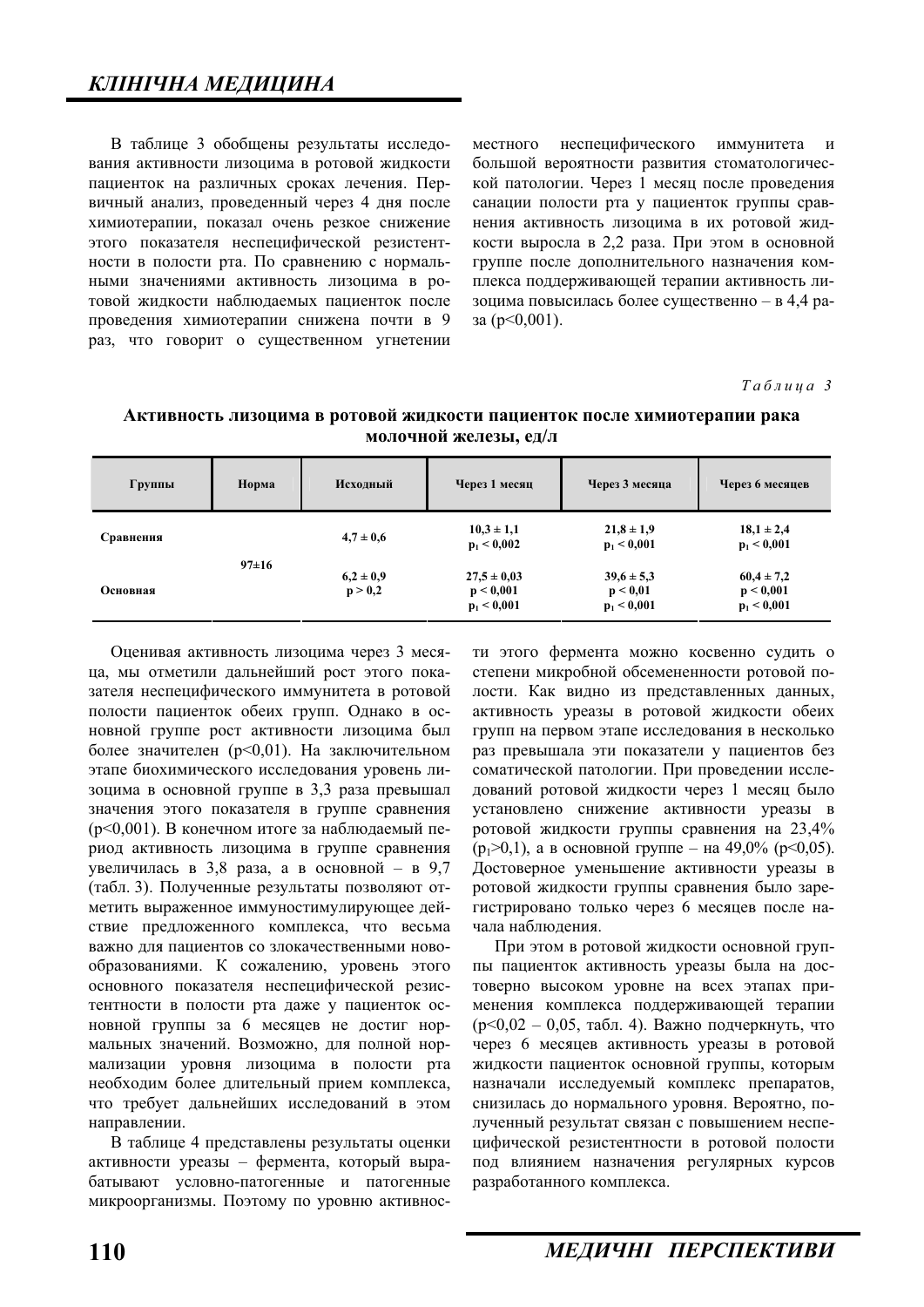В таблице 3 обобщены результаты исследования активности лизоцима в ротовой жидкости пациенток на различных сроках лечения. Первичный анализ, проведенный через 4 дня после химиотерапии, показал очень резкое снижение этого показателя неспецифической резистентности в полости рта. По сравнению с нормальными значениями активность лизоцима в ротовой жидкости наблюдаемых пациенток после проведения химиотерапии снижена почти в 9 раз, что говорит о существенном угнетении местного неспецифического иммунитета и большой вероятности развития стоматологической патологии. Через 1 месяц после проведения санации полости рта у пациенток группы сравнения активность лизоцима в их ротовой жидкости выросла в 2,2 раза. При этом в основной группе после дополнительного назначения комплекса поддерживающей терапии активность лизоцима повысилась более существенно – в 4,4 раза ($p<0{,}001$).

*Таблица 3*

**Активность лизоцима в ротовой жидкости пациенток после химиотерапии рака молочной железы, ед/л**

| Группы | Норма | Исходный | Через 1 месяц | Через 3 месяца | Через 6 месяцев |
|---|---|---|---|---|---|
| Сравнения | 97±16 | 4,7 ± 0,6 | 10,3 ± 1,1<br>$p_1 < 0{,}002$ | 21,8 ± 1,9<br>$p_1 < 0{,}001$ | 18,1 ± 2,4<br>$p_1 < 0{,}001$ |
| Основная | | 6,2 ± 0,9<br>$p > 0{,}2$ | 27,5 ± 0,03<br>$p < 0{,}001$<br>$p_1 < 0{,}001$ | 39,6 ± 5,3<br>$p < 0{,}01$<br>$p_1 < 0{,}001$ | 60,4 ± 7,2<br>$p < 0{,}001$<br>$p_1 < 0{,}001$ |

Оценивая активность лизоцима через 3 месяца, мы отметили дальнейший рост этого показателя неспецифического иммунитета в ротовой полости пациенток обеих групп. Однако в основной группе рост активности лизоцима был более значителен ($p<0{,}01$). На заключительном этапе биохимического исследования уровень лизоцима в основной группе в 3,3 раза превышал значения этого показателя в группе сравнения ($p<0{,}001$). В конечном итоге за наблюдаемый период активность лизоцима в группе сравнения увеличилась в 3,8 раза, а в основной – в 9,7 (табл. 3). Полученные результаты позволяют отметить выраженное иммуностимулирующее действие предложенного комплекса, что весьма важно для пациентов со злокачественными новообразованиями. К сожалению, уровень этого основного показателя неспецифической резистентности в полости рта даже у пациенток основной группы за 6 месяцев не достиг нормальных значений. Возможно, для полной нормализации уровня лизоцима в полости рта необходим более длительный прием комплекса, что требует дальнейших исследований в этом направлении.

В таблице 4 представлены результаты оценки активности уреазы – фермента, который вырабатывают условно-патогенные и патогенные микроорганизмы. Поэтому по уровню активности этого фермента можно косвенно судить о степени микробной обсемененности ротовой полости. Как видно из представленных данных, активность уреазы в ротовой жидкости обеих групп на первом этапе исследования в несколько раз превышала эти показатели у пациентов без соматической патологии. При проведении исследований ротовой жидкости через 1 месяц было установлено снижение активности уреазы в ротовой жидкости группы сравнения на 23,4% ($p_1>0{,}1$), а в основной группе – на 49,0% ($p<0{,}05$). Достоверное уменьшение активности уреазы в ротовой жидкости группы сравнения было зарегистрировано только через 6 месяцев после начала наблюдения.

При этом в ротовой жидкости основной группы пациенток активность уреазы была на достоверно высоком уровне на всех этапах применения комплекса поддерживающей терапии ($p<0{,}02$ – $0{,}05$, табл. 4). Важно подчеркнуть, что через 6 месяцев активность уреазы в ротовой жидкости пациенток основной группы, которым назначали исследуемый комплекс препаратов, снизилась до нормального уровня. Вероятно, полученный результат связан с повышением неспецифической резистентности в ротовой полости под влиянием назначения регулярных курсов разработанного комплекса.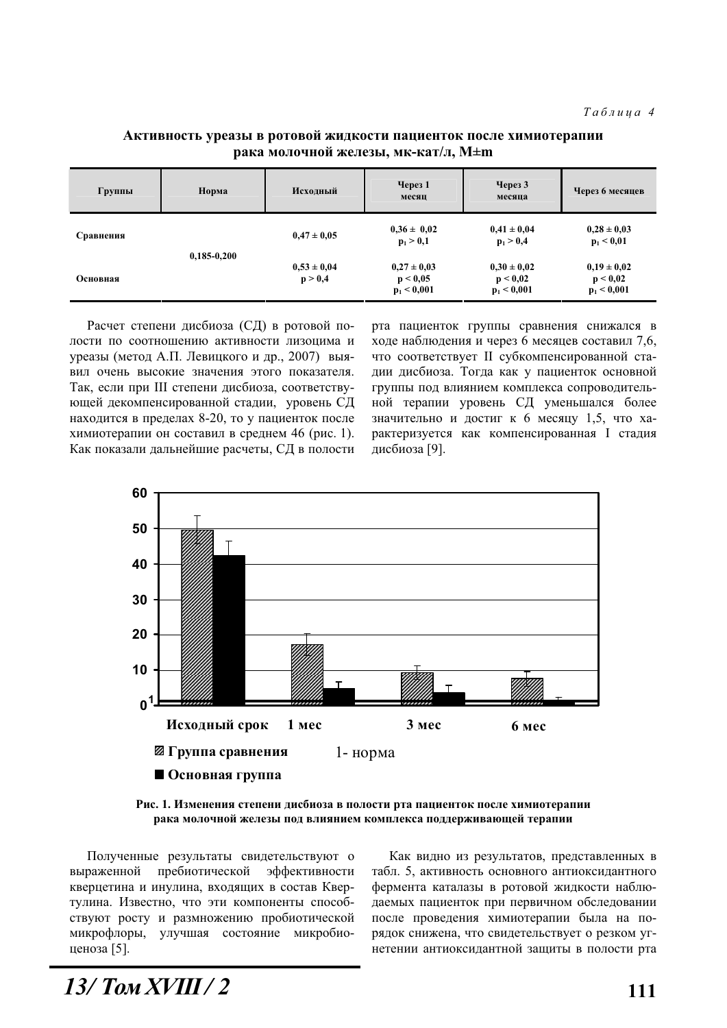*Таблица 4*

**Активность уреазы в ротовой жидкости пациенток после химиотерапии рака молочной железы, мк-кат/л, M±m**

| Группы | Норма | Исходный | Через 1 месяц | Через 3 месяца | Через 6 месяцев |
|---|---|---|---|---|---|
| Сравнения | 0,185-0,200 | 0,47 ± 0,05 | 0,36 ± 0,02 $p_1 > 0,1$ | 0,41 ± 0,04 $p_1 > 0,4$ | 0,28 ± 0,03 $p_1 < 0,01$ |
| Основная | | 0,53 ± 0,04 $p > 0,4$ | 0,27 ± 0,03 $p < 0,05$ $p_1 < 0,001$ | 0,30 ± 0,02 $p < 0,02$ $p_1 < 0,001$ | 0,19 ± 0,02 $p < 0,02$ $p_1 < 0,001$ |

Расчет степени дисбиоза (СД) в ротовой полости по соотношению активности лизоцима и уреазы (метод А.П. Левицкого и др., 2007) выявил очень высокие значения этого показателя. Так, если при III степени дисбиоза, соответствующей декомпенсированной стадии, уровень СД находится в пределах 8-20, то у пациенток после химиотерапии он составил в среднем 46 (рис. 1). Как показали дальнейшие расчеты, СД в полости рта пациенток группы сравнения снижался в ходе наблюдения и через 6 месяцев составил 7,6, что соответствует II субкомпенсированной стадии дисбиоза. Тогда как у пациенток основной группы под влиянием комплекса сопроводительной терапии уровень СД уменьшался более значительно и достиг к 6 месяцу 1,5, что характеризуется как компенсированная I стадия дисбиоза [9].

**Рис. 1. Изменения степени дисбиоза в полости рта пациенток после химиотерапии рака молочной железы под влиянием комплекса поддерживающей терапии**

Полученные результаты свидетельствуют о выраженной пребиотической эффективности кверцетина и инулина, входящих в состав Квертулина. Известно, что эти компоненты способствуют росту и размножению пробиотической микрофлоры, улучшая состояние микробиоценоза [5].

Как видно из результатов, представленных в табл. 5, активность основного антиоксидантного фермента каталазы в ротовой жидкости наблюдаемых пациенток при первичном обследовании после проведения химиотерапии была на порядок снижена, что свидетельствует о резком угнетении антиоксидантной защиты в полости рта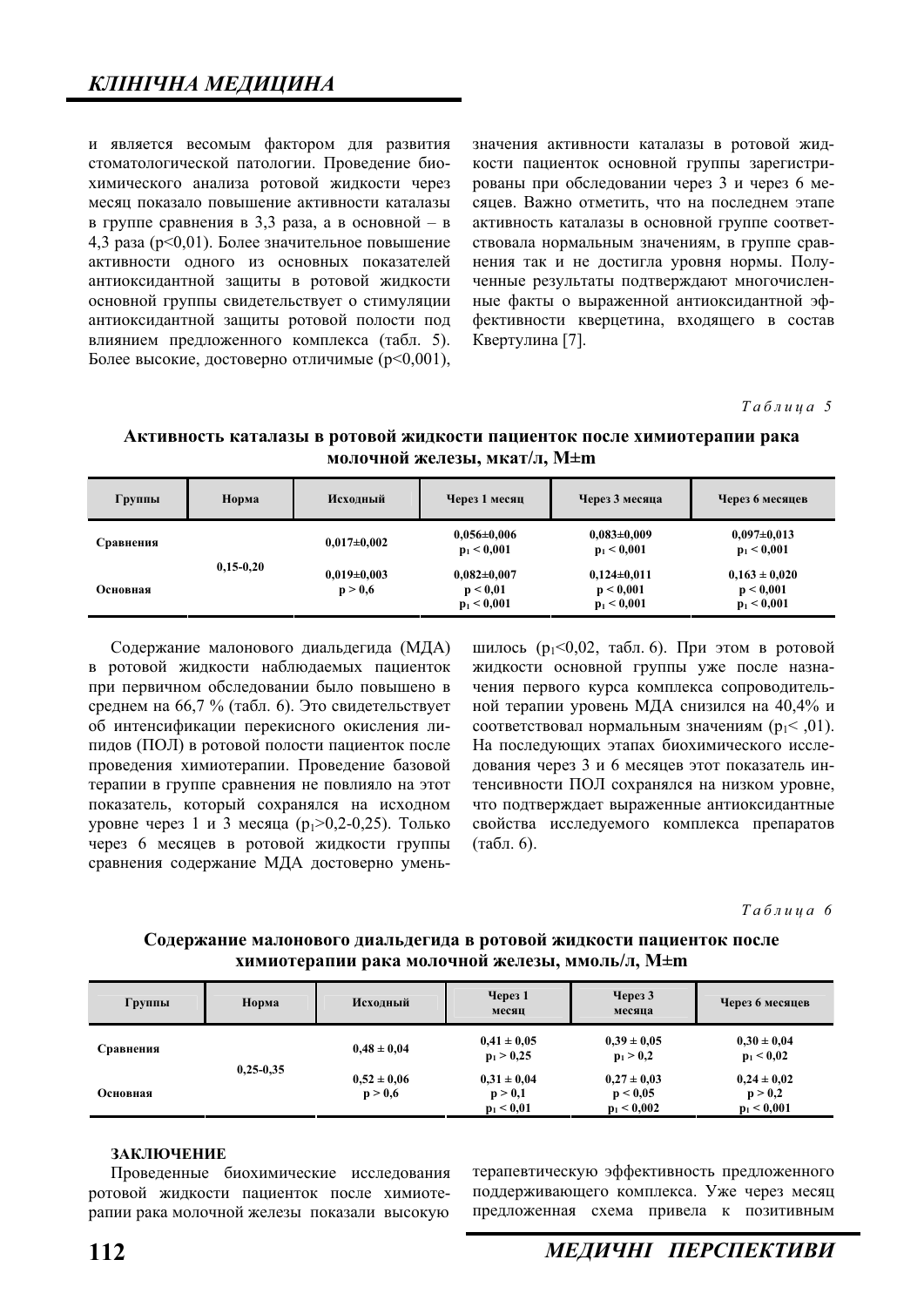и является весомым фактором для развития стоматологической патологии. Проведение биохимического анализа ротовой жидкости через месяц показало повышение активности каталазы в группе сравнения в 3,3 раза, а в основной – в 4,3 раза ($p<0,01$). Более значительное повышение активности одного из основных показателей антиоксидантной защиты в ротовой жидкости основной группы свидетельствует о стимуляции антиоксидантной защиты ротовой полости под влиянием предложенного комплекса (табл. 5). Более высокие, достоверно отличимые ($p<0,001$), значения активности каталазы в ротовой жидкости пациенток основной группы зарегистрированы при обследовании через 3 и через 6 месяцев. Важно отметить, что на последнем этапе активность каталазы в основной группе соответствовала нормальным значениям, в группе сравнения так и не достигла уровня нормы. Полученные результаты подтверждают многочисленные факты о выраженной антиоксидантной эффективности кверцетина, входящего в состав Квертулина [7].

*Таблица 5*

**Активность каталазы в ротовой жидкости пациенток после химиотерапии рака молочной железы, мкат/л, M±m**

| Группы | Норма | Исходный | Через 1 месяц | Через 3 месяца | Через 6 месяцев |
|---|---|---|---|---|---|
| Сравнения | 0,15-0,20 | 0,017±0,002 | 0,056±0,006<br>$p_1 < 0,001$ | 0,083±0,009<br>$p_1 < 0,001$ | 0,097±0,013<br>$p_1 < 0,001$ |
| Основная | | 0,019±0,003<br>$p > 0,6$ | 0,082±0,007<br>$p < 0,01$<br>$p_1 < 0,001$ | 0,124±0,011<br>$p < 0,001$<br>$p_1 < 0,001$ | 0,163 ± 0,020<br>$p < 0,001$<br>$p_1 < 0,001$ |

Содержание малонового диальдегида (МДА) в ротовой жидкости наблюдаемых пациенток при первичном обследовании было повышено в среднем на 66,7 % (табл. 6). Это свидетельствует об интенсификации перекисного окисления липидов (ПОЛ) в ротовой полости пациенток после проведения химиотерапии. Проведение базовой терапии в группе сравнения не повлияло на этот показатель, который сохранялся на исходном уровне через 1 и 3 месяца ($p_1>0,2$-$0,25$). Только через 6 месяцев в ротовой жидкости группы сравнения содержание МДА достоверно уменьшилось ($p_1<0,02$, табл. 6). При этом в ротовой жидкости основной группы уже после назначения первого курса комплекса сопроводительной терапии уровень МДА снизился на 40,4% и соответствовал нормальным значениям ($p_1< ,01$). На последующих этапах биохимического исследования через 3 и 6 месяцев этот показатель интенсивности ПОЛ сохранялся на низком уровне, что подтверждает выраженные антиоксидантные свойства исследуемого комплекса препаратов (табл. 6).

*Таблица 6*

**Содержание малонового диальдегида в ротовой жидкости пациенток после химиотерапии рака молочной железы, ммоль/л, M±m**

| Группы | Норма | Исходный | Через 1 месяц | Через 3 месяца | Через 6 месяцев |
|---|---|---|---|---|---|
| Сравнения | 0,25-0,35 | 0,48 ± 0,04 | 0,41 ± 0,05<br>$p_1 > 0,25$ | 0,39 ± 0,05<br>$p_1 > 0,2$ | 0,30 ± 0,04<br>$p_1 < 0,02$ |
| Основная | | 0,52 ± 0,06<br>$p > 0,6$ | 0,31 ± 0,04<br>$p > 0,1$<br>$p_1 < 0,01$ | 0,27 ± 0,03<br>$p < 0,05$<br>$p_1 < 0,002$ | 0,24 ± 0,02<br>$p > 0,2$<br>$p_1 < 0,001$ |

**ЗАКЛЮЧЕНИЕ**

Проведенные биохимические исследования ротовой жидкости пациенток после химиотерапии рака молочной железы показали высокую терапевтическую эффективность предложенного поддерживающего комплекса. Уже через месяц предложенная схема привела к позитивным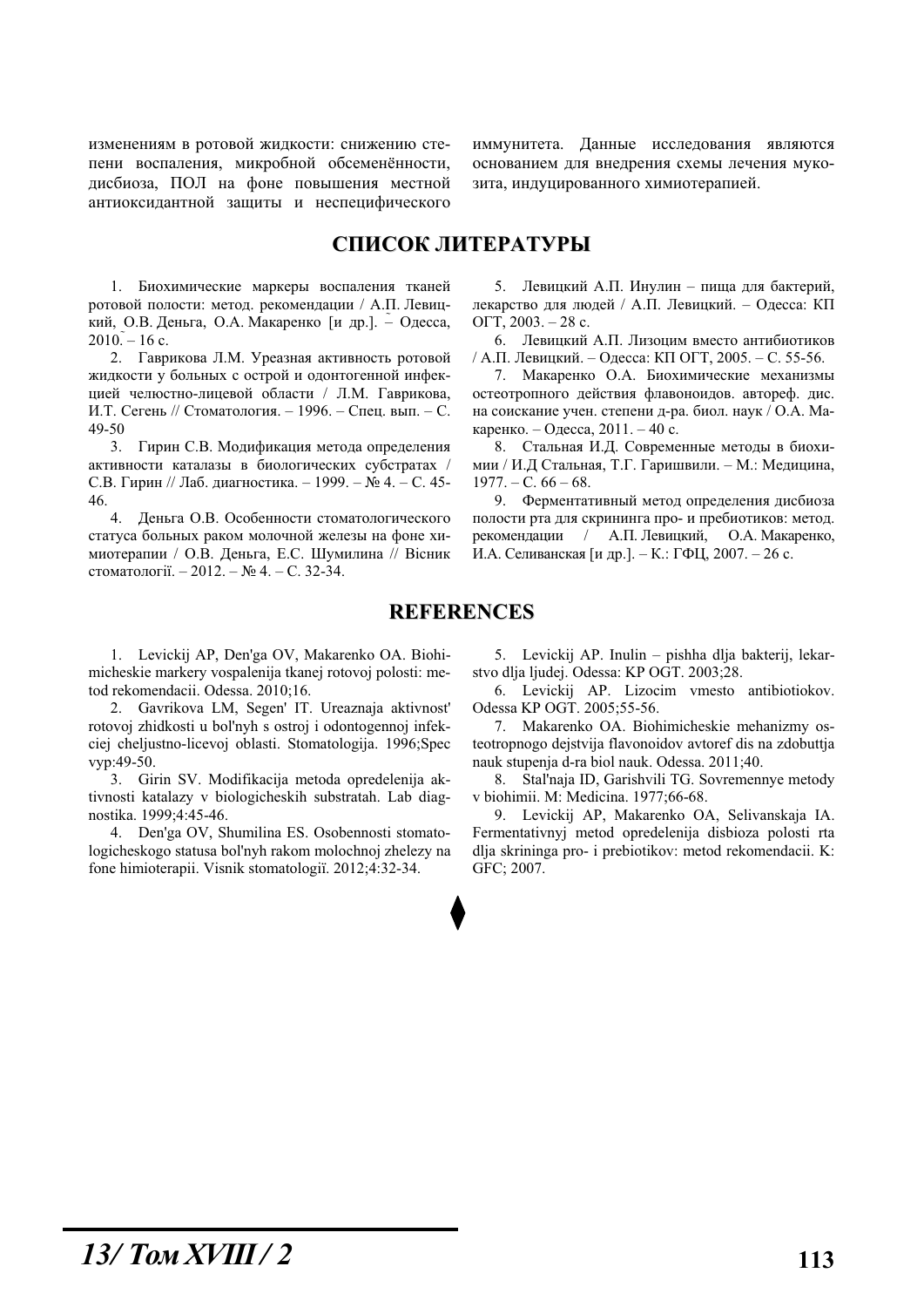изменениям в ротовой жидкости: снижению степени воспаления, микробной обсеменённости, дисбиоза, ПОЛ на фоне повышения местной антиоксидантной защиты и неспецифического иммунитета. Данные исследования являются основанием для внедрения схемы лечения мукозита, индуцированного химиотерапией.

## СПИСОК ЛИТЕРАТУРЫ

1. Биохимические маркеры воспаления тканей ротовой полости: метод. рекомендации / А.П. Левицкий, О.В. Деньга, О.А. Макаренко [и др.]. – Одесса, 2010. – 16 с.
2. Гаврикова Л.М. Уреазная активность ротовой жидкости у больных с острой и одонтогенной инфекцией челюстно-лицевой области / Л.М. Гаврикова, И.Т. Сегень // Стоматология. – 1996. – Спец. вып. – С. 49-50
3. Гирин С.В. Модификация метода определения активности каталазы в биологических субстратах / С.В. Гирин // Лаб. диагностика. – 1999. – № 4. – С. 45-46.
4. Деньга О.В. Особенности стоматологического статуса больных раком молочной железы на фоне химиотерапии / О.В. Деньга, Е.С. Шумилина // Вісник стоматології. – 2012. – № 4. – С. 32-34.
5. Левицкий А.П. Инулин – пища для бактерий, лекарство для людей / А.П. Левицкий. – Одесса: КП ОГТ, 2003. – 28 с.
6. Левицкий А.П. Лизоцим вместо антибиотиков / А.П. Левицкий. – Одесса: КП ОГТ, 2005. – С. 55-56.
7. Макаренко О.А. Биохимические механизмы остеотропного действия флавоноидов. автореф. дис. на соискание учен. степени д-ра. биол. наук / О.А. Макаренко. – Одесса, 2011. – 40 с.
8. Стальная И.Д. Современные методы в биохимии / И.Д Стальная, Т.Г. Гаришвили. – М.: Медицина, 1977. – С. 66 – 68.
9. Ферментативный метод определения дисбиоза полости рта для скрининга про- и пребиотиков: метод. рекомендации / А.П. Левицкий, О.А. Макаренко, И.А. Селиванская [и др.]. – К.: ГФЦ, 2007. – 26 с.

## REFERENCES

1. Levickij AP, Den'ga OV, Makarenko OA. Biohimicheskie markery vospalenija tkanej rotovoj polosti: metod rekomendacii. Odessa. 2010;16.
2. Gavrikova LM, Segen' IT. Ureaznaja aktivnost' rotovoj zhidkosti u bol'nyh s ostroj i odontogennoj infekciej cheljustno-licevoj oblasti. Stomatologija. 1996;Spec vyp:49-50.
3. Girin SV. Modifikacija metoda opredelenija aktivnosti katalazy v biologicheskih substratah. Lab diagnostika. 1999;4:45-46.
4. Den'ga OV, Shumilina ES. Osobennosti stomatologicheskogo statusa bol'nyh rakom molochnoj zhelezy na fone himioterapii. Visnik stomatologiï. 2012;4:32-34.
5. Levickij AP. Inulin – pishha dlja bakterij, lekarstvo dlja ljudej. Odessa: KP OGT. 2003;28.
6. Levickij AP. Lizocim vmesto antibiotiokov. Odessa KP OGT. 2005;55-56.
7. Makarenko OA. Biohimicheskie mehanizmy osteotropnogo dejstvija flavonoidov avtoref dis na zdobuttja nauk stupenja d-ra biol nauk. Odessa. 2011;40.
8. Stal'naja ID, Garishvili TG. Sovremennye metody v biohimii. M: Medicina. 1977;66-68.
9. Levickij AP, Makarenko OA, Selivanskaja IA. Fermentativnyj metod opredelenija disbioza polosti rta dlja skrininga pro- i prebiotikov: metod rekomendacii. K: GFC; 2007.